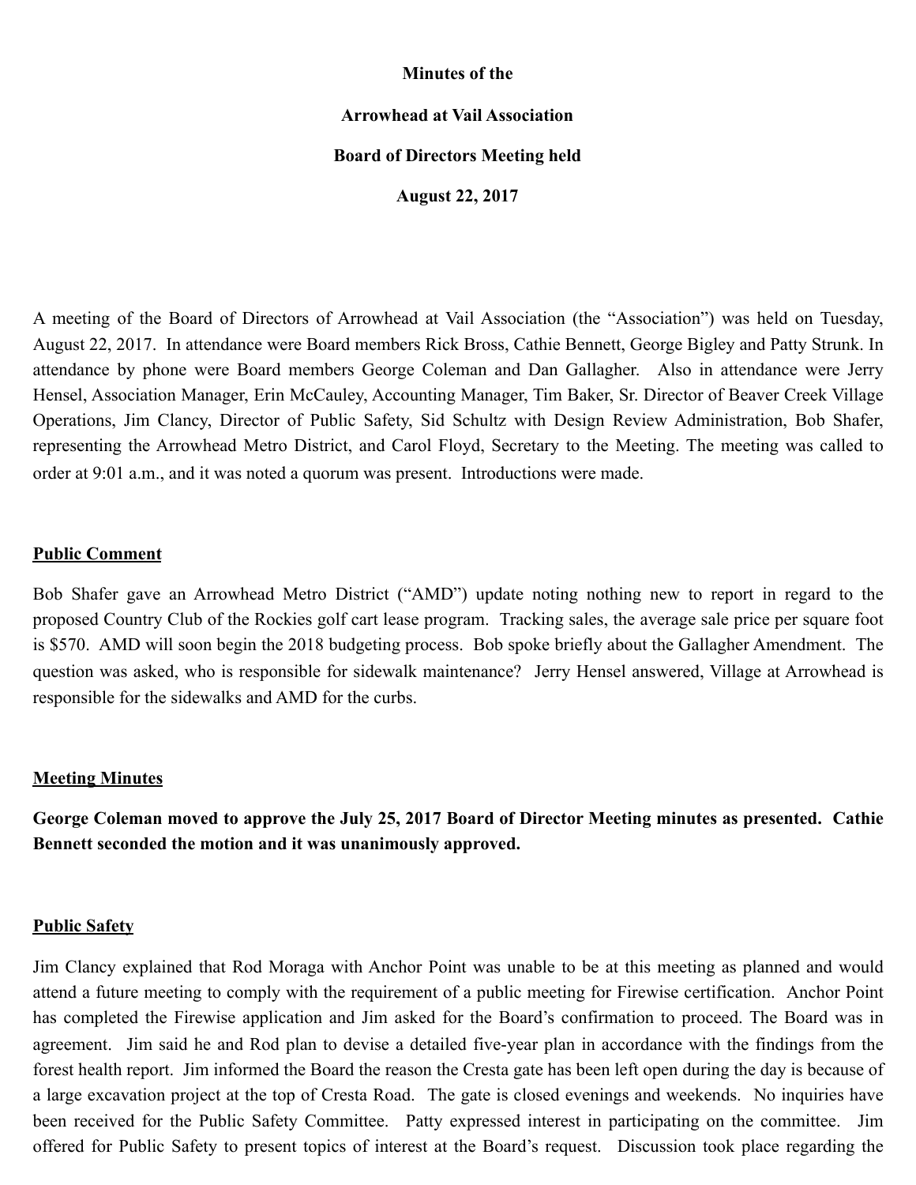**Minutes of the**

**Arrowhead at Vail Association**

**Board of Directors Meeting held**

**August 22, 2017**

A meeting of the Board of Directors of Arrowhead at Vail Association (the "Association") was held on Tuesday, August 22, 2017. In attendance were Board members Rick Bross, Cathie Bennett, George Bigley and Patty Strunk. In attendance by phone were Board members George Coleman and Dan Gallagher. Also in attendance were Jerry Hensel, Association Manager, Erin McCauley, Accounting Manager, Tim Baker, Sr. Director of Beaver Creek Village Operations, Jim Clancy, Director of Public Safety, Sid Schultz with Design Review Administration, Bob Shafer, representing the Arrowhead Metro District, and Carol Floyd, Secretary to the Meeting. The meeting was called to order at 9:01 a.m., and it was noted a quorum was present. Introductions were made.

## Public Comment

Bob Shafer gave an Arrowhead Metro District ("AMD") update noting nothing new to report in regard to the proposed Country Club of the Rockies golf cart lease program. Tracking sales, the average sale price per square foot is $570. AMD will soon begin the 2018 budgeting process. Bob spoke briefly about the Gallagher Amendment. The question was asked, who is responsible for sidewalk maintenance? Jerry Hensel answered, Village at Arrowhead is responsible for the sidewalks and AMD for the curbs.

## Meeting Minutes

**George Coleman moved to approve the July 25, 2017 Board of Director Meeting minutes as presented. Cathie Bennett seconded the motion and it was unanimously approved.**

## Public Safety

Jim Clancy explained that Rod Moraga with Anchor Point was unable to be at this meeting as planned and would attend a future meeting to comply with the requirement of a public meeting for Firewise certification. Anchor Point has completed the Firewise application and Jim asked for the Board's confirmation to proceed. The Board was in agreement. Jim said he and Rod plan to devise a detailed five-year plan in accordance with the findings from the forest health report. Jim informed the Board the reason the Cresta gate has been left open during the day is because of a large excavation project at the top of Cresta Road. The gate is closed evenings and weekends. No inquiries have been received for the Public Safety Committee. Patty expressed interest in participating on the committee. Jim offered for Public Safety to present topics of interest at the Board's request. Discussion took place regarding the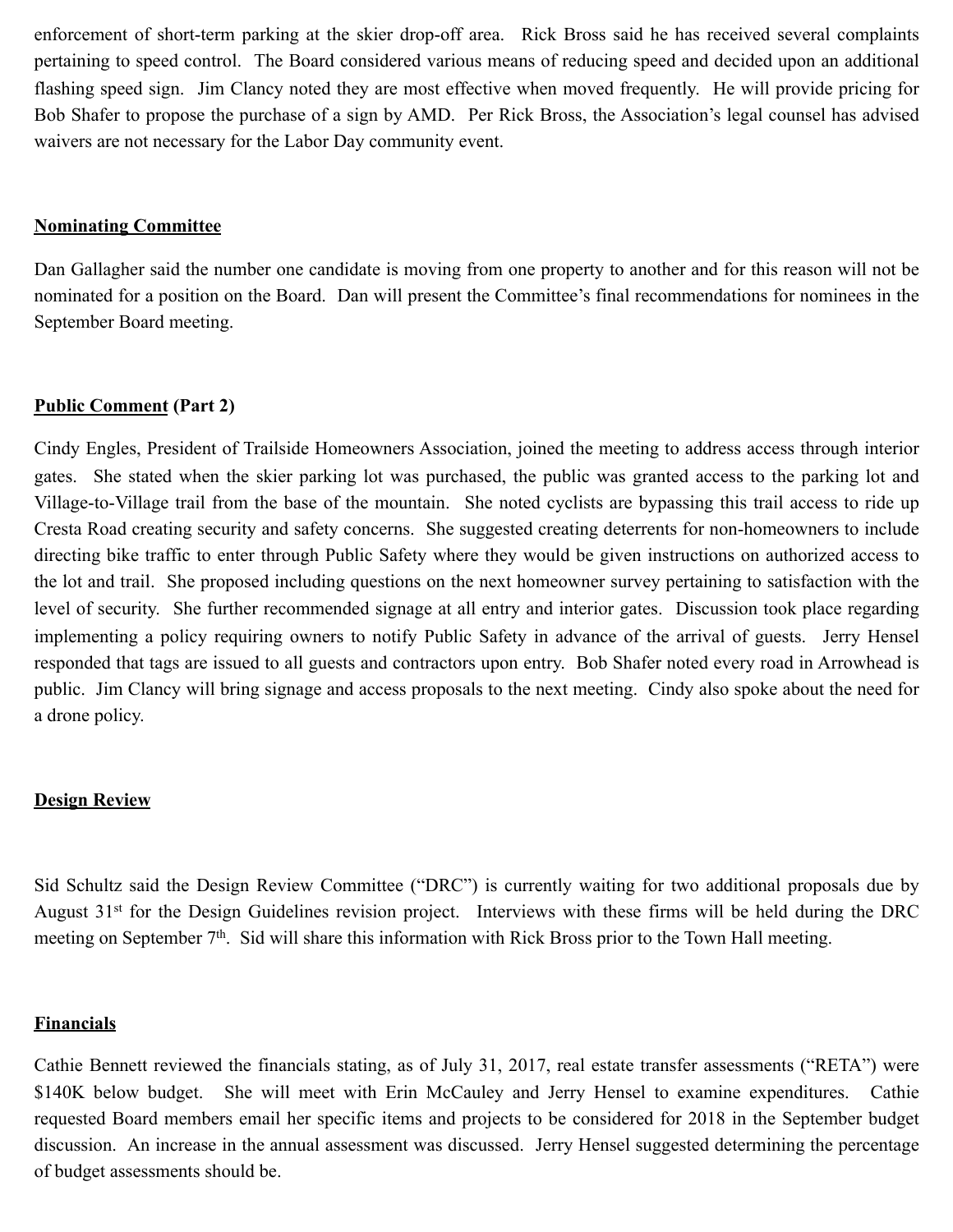enforcement of short-term parking at the skier drop-off area. Rick Bross said he has received several complaints pertaining to speed control. The Board considered various means of reducing speed and decided upon an additional flashing speed sign. Jim Clancy noted they are most effective when moved frequently. He will provide pricing for Bob Shafer to propose the purchase of a sign by AMD. Per Rick Bross, the Association's legal counsel has advised waivers are not necessary for the Labor Day community event.

**Nominating Committee**

Dan Gallagher said the number one candidate is moving from one property to another and for this reason will not be nominated for a position on the Board. Dan will present the Committee's final recommendations for nominees in the September Board meeting.

**Public Comment (Part 2)**

Cindy Engles, President of Trailside Homeowners Association, joined the meeting to address access through interior gates. She stated when the skier parking lot was purchased, the public was granted access to the parking lot and Village-to-Village trail from the base of the mountain. She noted cyclists are bypassing this trail access to ride up Cresta Road creating security and safety concerns. She suggested creating deterrents for non-homeowners to include directing bike traffic to enter through Public Safety where they would be given instructions on authorized access to the lot and trail. She proposed including questions on the next homeowner survey pertaining to satisfaction with the level of security. She further recommended signage at all entry and interior gates. Discussion took place regarding implementing a policy requiring owners to notify Public Safety in advance of the arrival of guests. Jerry Hensel responded that tags are issued to all guests and contractors upon entry. Bob Shafer noted every road in Arrowhead is public. Jim Clancy will bring signage and access proposals to the next meeting. Cindy also spoke about the need for a drone policy.

**Design Review**

Sid Schultz said the Design Review Committee ("DRC") is currently waiting for two additional proposals due by August 31st for the Design Guidelines revision project. Interviews with these firms will be held during the DRC meeting on September 7th. Sid will share this information with Rick Bross prior to the Town Hall meeting.

**Financials**

Cathie Bennett reviewed the financials stating, as of July 31, 2017, real estate transfer assessments ("RETA") were $140K below budget. She will meet with Erin McCauley and Jerry Hensel to examine expenditures. Cathie requested Board members email her specific items and projects to be considered for 2018 in the September budget discussion. An increase in the annual assessment was discussed. Jerry Hensel suggested determining the percentage of budget assessments should be.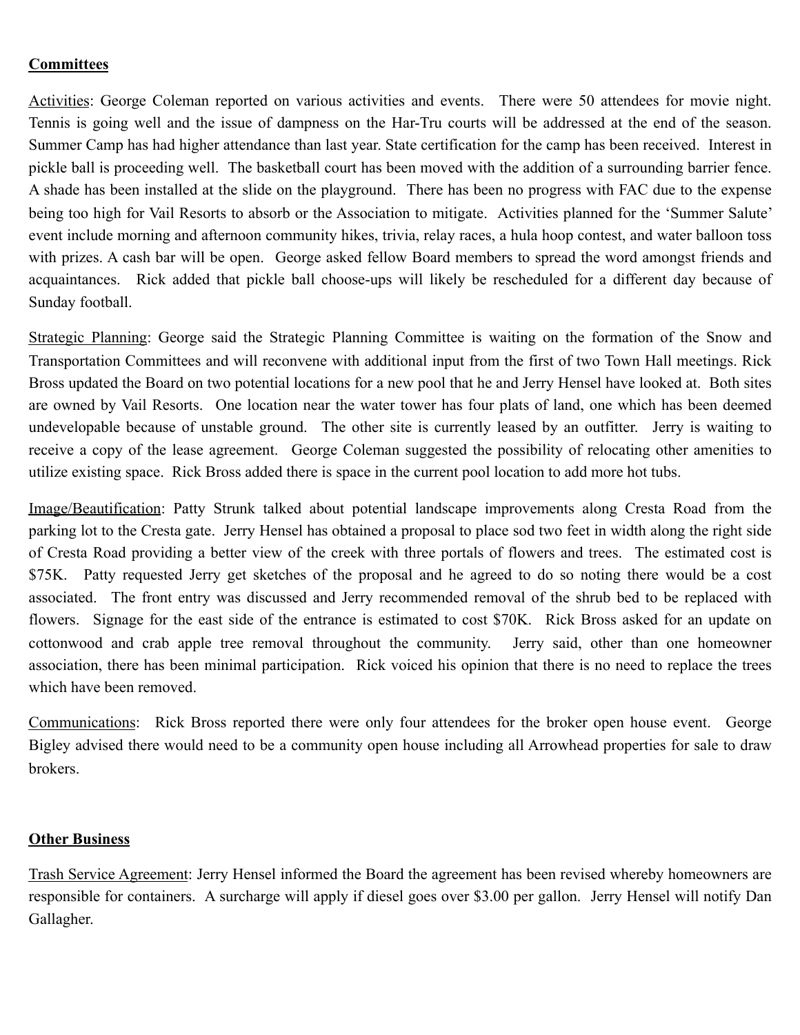## Committees

Activities: George Coleman reported on various activities and events. There were 50 attendees for movie night. Tennis is going well and the issue of dampness on the Har-Tru courts will be addressed at the end of the season. Summer Camp has had higher attendance than last year. State certification for the camp has been received. Interest in pickle ball is proceeding well. The basketball court has been moved with the addition of a surrounding barrier fence. A shade has been installed at the slide on the playground. There has been no progress with FAC due to the expense being too high for Vail Resorts to absorb or the Association to mitigate. Activities planned for the 'Summer Salute' event include morning and afternoon community hikes, trivia, relay races, a hula hoop contest, and water balloon toss with prizes. A cash bar will be open. George asked fellow Board members to spread the word amongst friends and acquaintances. Rick added that pickle ball choose-ups will likely be rescheduled for a different day because of Sunday football.

Strategic Planning: George said the Strategic Planning Committee is waiting on the formation of the Snow and Transportation Committees and will reconvene with additional input from the first of two Town Hall meetings. Rick Bross updated the Board on two potential locations for a new pool that he and Jerry Hensel have looked at. Both sites are owned by Vail Resorts. One location near the water tower has four plats of land, one which has been deemed undevelopable because of unstable ground. The other site is currently leased by an outfitter. Jerry is waiting to receive a copy of the lease agreement. George Coleman suggested the possibility of relocating other amenities to utilize existing space. Rick Bross added there is space in the current pool location to add more hot tubs.

Image/Beautification: Patty Strunk talked about potential landscape improvements along Cresta Road from the parking lot to the Cresta gate. Jerry Hensel has obtained a proposal to place sod two feet in width along the right side of Cresta Road providing a better view of the creek with three portals of flowers and trees. The estimated cost is $75K. Patty requested Jerry get sketches of the proposal and he agreed to do so noting there would be a cost associated. The front entry was discussed and Jerry recommended removal of the shrub bed to be replaced with flowers. Signage for the east side of the entrance is estimated to cost $70K. Rick Bross asked for an update on cottonwood and crab apple tree removal throughout the community. Jerry said, other than one homeowner association, there has been minimal participation. Rick voiced his opinion that there is no need to replace the trees which have been removed.

Communications: Rick Bross reported there were only four attendees for the broker open house event. George Bigley advised there would need to be a community open house including all Arrowhead properties for sale to draw brokers.

## Other Business

Trash Service Agreement: Jerry Hensel informed the Board the agreement has been revised whereby homeowners are responsible for containers. A surcharge will apply if diesel goes over $3.00 per gallon. Jerry Hensel will notify Dan Gallagher.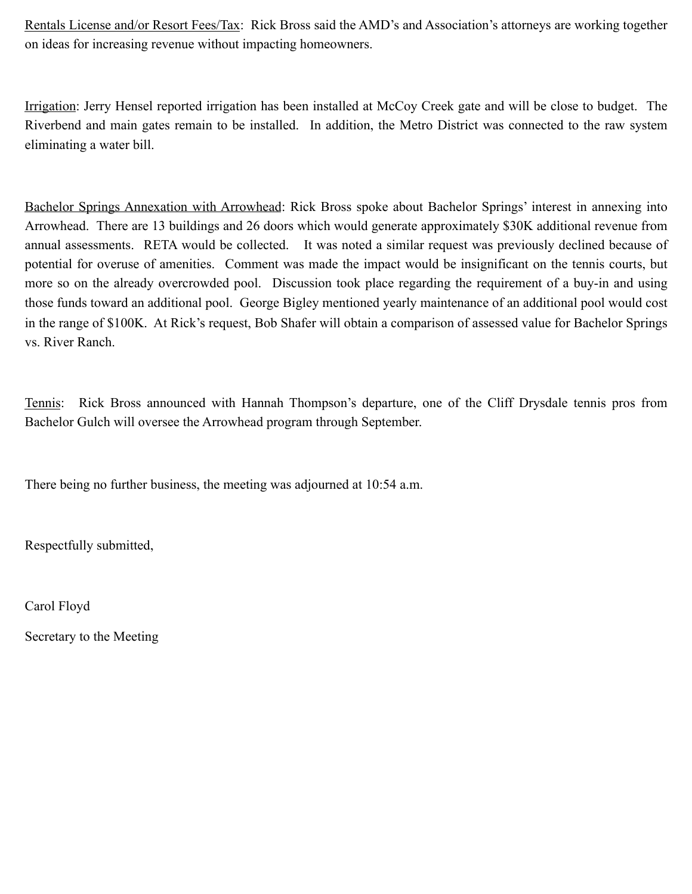Rentals License and/or Resort Fees/Tax: Rick Bross said the AMD's and Association's attorneys are working together on ideas for increasing revenue without impacting homeowners.

Irrigation: Jerry Hensel reported irrigation has been installed at McCoy Creek gate and will be close to budget. The Riverbend and main gates remain to be installed. In addition, the Metro District was connected to the raw system eliminating a water bill.

Bachelor Springs Annexation with Arrowhead: Rick Bross spoke about Bachelor Springs' interest in annexing into Arrowhead. There are 13 buildings and 26 doors which would generate approximately $30K additional revenue from annual assessments. RETA would be collected. It was noted a similar request was previously declined because of potential for overuse of amenities. Comment was made the impact would be insignificant on the tennis courts, but more so on the already overcrowded pool. Discussion took place regarding the requirement of a buy-in and using those funds toward an additional pool. George Bigley mentioned yearly maintenance of an additional pool would cost in the range of $100K. At Rick's request, Bob Shafer will obtain a comparison of assessed value for Bachelor Springs vs. River Ranch.

Tennis: Rick Bross announced with Hannah Thompson's departure, one of the Cliff Drysdale tennis pros from Bachelor Gulch will oversee the Arrowhead program through September.

There being no further business, the meeting was adjourned at 10:54 a.m.

Respectfully submitted,

Carol Floyd

Secretary to the Meeting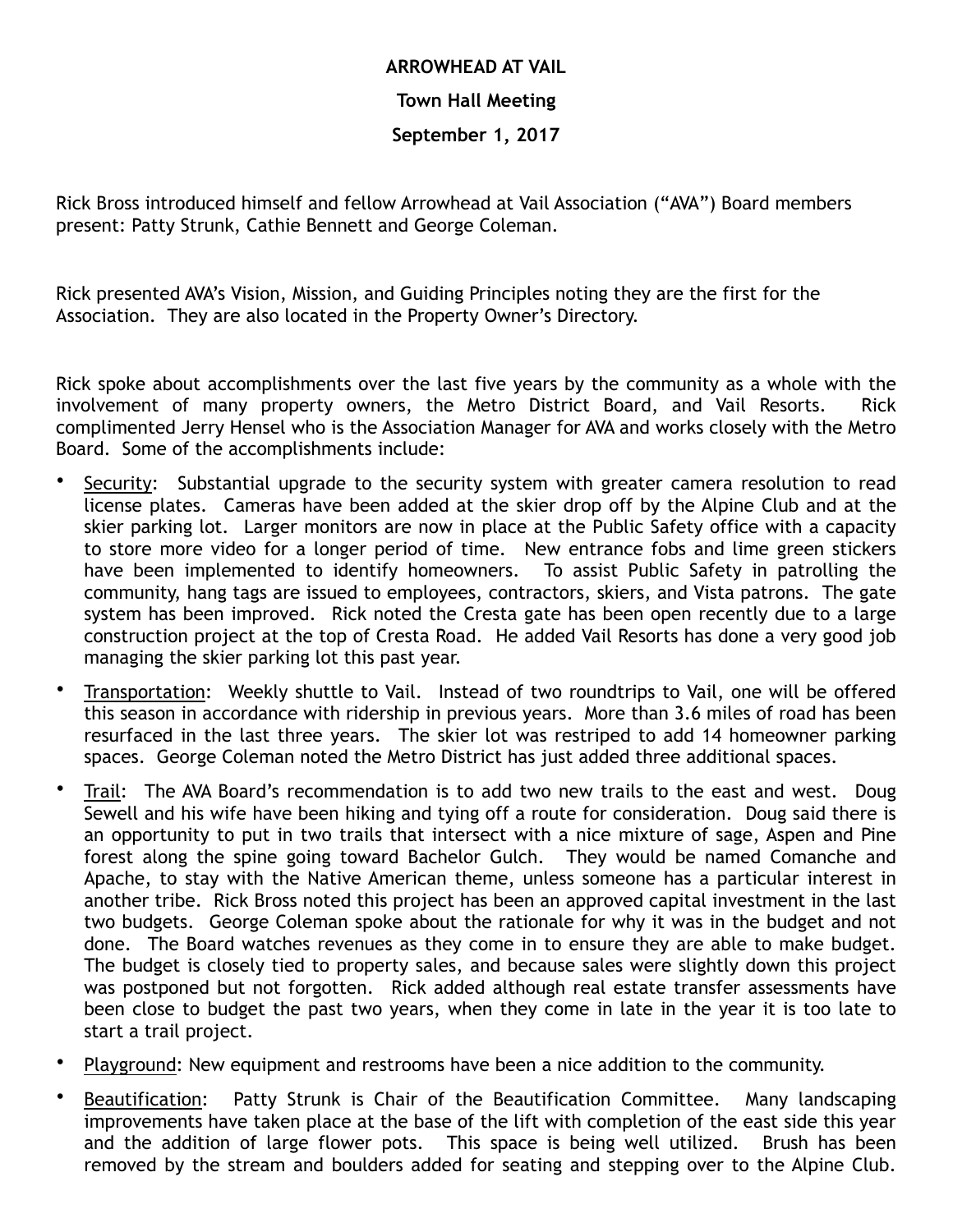**ARROWHEAD AT VAIL**

**Town Hall Meeting**

**September 1, 2017**

Rick Bross introduced himself and fellow Arrowhead at Vail Association ("AVA") Board members present: Patty Strunk, Cathie Bennett and George Coleman.

Rick presented AVA's Vision, Mission, and Guiding Principles noting they are the first for the Association. They are also located in the Property Owner's Directory.

Rick spoke about accomplishments over the last five years by the community as a whole with the involvement of many property owners, the Metro District Board, and Vail Resorts. Rick complimented Jerry Hensel who is the Association Manager for AVA and works closely with the Metro Board. Some of the accomplishments include:

- Security: Substantial upgrade to the security system with greater camera resolution to read license plates. Cameras have been added at the skier drop off by the Alpine Club and at the skier parking lot. Larger monitors are now in place at the Public Safety office with a capacity to store more video for a longer period of time. New entrance fobs and lime green stickers have been implemented to identify homeowners. To assist Public Safety in patrolling the community, hang tags are issued to employees, contractors, skiers, and Vista patrons. The gate system has been improved. Rick noted the Cresta gate has been open recently due to a large construction project at the top of Cresta Road. He added Vail Resorts has done a very good job managing the skier parking lot this past year.
- Transportation: Weekly shuttle to Vail. Instead of two roundtrips to Vail, one will be offered this season in accordance with ridership in previous years. More than 3.6 miles of road has been resurfaced in the last three years. The skier lot was restriped to add 14 homeowner parking spaces. George Coleman noted the Metro District has just added three additional spaces.
- Trail: The AVA Board's recommendation is to add two new trails to the east and west. Doug Sewell and his wife have been hiking and tying off a route for consideration. Doug said there is an opportunity to put in two trails that intersect with a nice mixture of sage, Aspen and Pine forest along the spine going toward Bachelor Gulch. They would be named Comanche and Apache, to stay with the Native American theme, unless someone has a particular interest in another tribe. Rick Bross noted this project has been an approved capital investment in the last two budgets. George Coleman spoke about the rationale for why it was in the budget and not done. The Board watches revenues as they come in to ensure they are able to make budget. The budget is closely tied to property sales, and because sales were slightly down this project was postponed but not forgotten. Rick added although real estate transfer assessments have been close to budget the past two years, when they come in late in the year it is too late to start a trail project.
- Playground: New equipment and restrooms have been a nice addition to the community.
- Beautification: Patty Strunk is Chair of the Beautification Committee. Many landscaping improvements have taken place at the base of the lift with completion of the east side this year and the addition of large flower pots. This space is being well utilized. Brush has been removed by the stream and boulders added for seating and stepping over to the Alpine Club.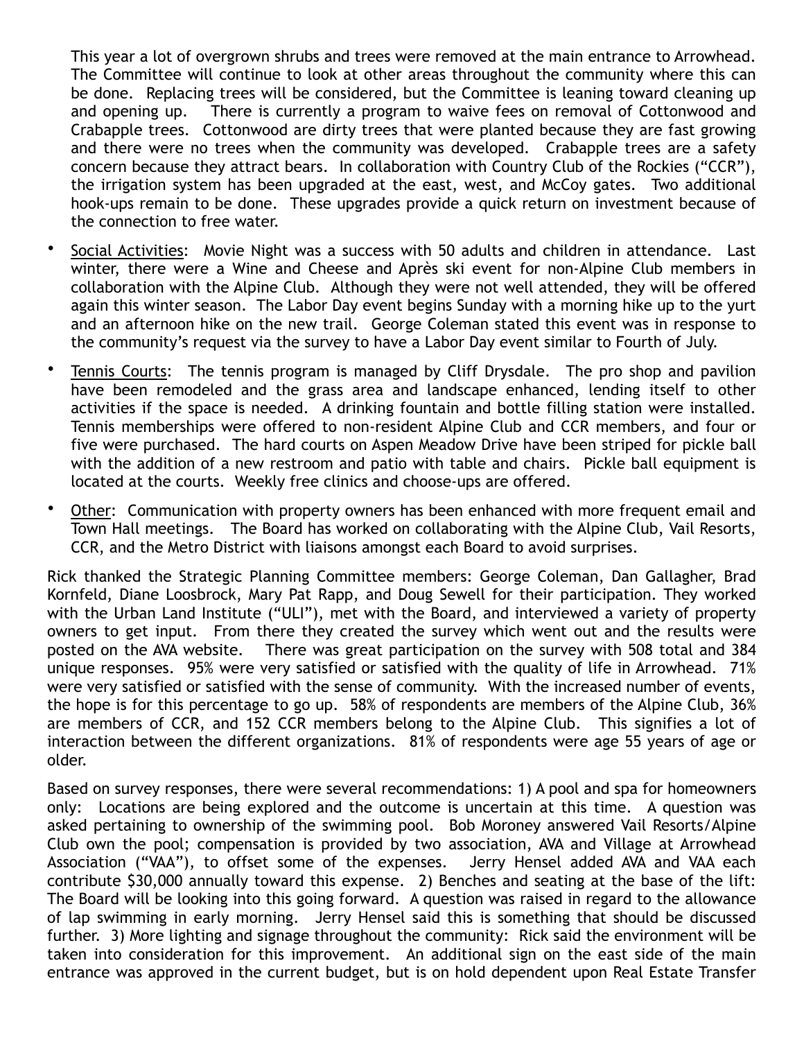This year a lot of overgrown shrubs and trees were removed at the main entrance to Arrowhead. The Committee will continue to look at other areas throughout the community where this can be done. Replacing trees will be considered, but the Committee is leaning toward cleaning up and opening up. There is currently a program to waive fees on removal of Cottonwood and Crabapple trees. Cottonwood are dirty trees that were planted because they are fast growing and there were no trees when the community was developed. Crabapple trees are a safety concern because they attract bears. In collaboration with Country Club of the Rockies ("CCR"), the irrigation system has been upgraded at the east, west, and McCoy gates. Two additional hook-ups remain to be done. These upgrades provide a quick return on investment because of the connection to free water.

- Social Activities: Movie Night was a success with 50 adults and children in attendance. Last winter, there were a Wine and Cheese and Après ski event for non-Alpine Club members in collaboration with the Alpine Club. Although they were not well attended, they will be offered again this winter season. The Labor Day event begins Sunday with a morning hike up to the yurt and an afternoon hike on the new trail. George Coleman stated this event was in response to the community's request via the survey to have a Labor Day event similar to Fourth of July.
- Tennis Courts: The tennis program is managed by Cliff Drysdale. The pro shop and pavilion have been remodeled and the grass area and landscape enhanced, lending itself to other activities if the space is needed. A drinking fountain and bottle filling station were installed. Tennis memberships were offered to non-resident Alpine Club and CCR members, and four or five were purchased. The hard courts on Aspen Meadow Drive have been striped for pickle ball with the addition of a new restroom and patio with table and chairs. Pickle ball equipment is located at the courts. Weekly free clinics and choose-ups are offered.
- Other: Communication with property owners has been enhanced with more frequent email and Town Hall meetings. The Board has worked on collaborating with the Alpine Club, Vail Resorts, CCR, and the Metro District with liaisons amongst each Board to avoid surprises.

Rick thanked the Strategic Planning Committee members: George Coleman, Dan Gallagher, Brad Kornfeld, Diane Loosbrock, Mary Pat Rapp, and Doug Sewell for their participation. They worked with the Urban Land Institute ("ULI"), met with the Board, and interviewed a variety of property owners to get input. From there they created the survey which went out and the results were posted on the AVA website. There was great participation on the survey with 508 total and 384 unique responses. 95% were very satisfied or satisfied with the quality of life in Arrowhead. 71% were very satisfied or satisfied with the sense of community. With the increased number of events, the hope is for this percentage to go up. 58% of respondents are members of the Alpine Club, 36% are members of CCR, and 152 CCR members belong to the Alpine Club. This signifies a lot of interaction between the different organizations. 81% of respondents were age 55 years of age or older.

Based on survey responses, there were several recommendations: 1) A pool and spa for homeowners only: Locations are being explored and the outcome is uncertain at this time. A question was asked pertaining to ownership of the swimming pool. Bob Moroney answered Vail Resorts/Alpine Club own the pool; compensation is provided by two association, AVA and Village at Arrowhead Association ("VAA"), to offset some of the expenses. Jerry Hensel added AVA and VAA each contribute $30,000 annually toward this expense. 2) Benches and seating at the base of the lift: The Board will be looking into this going forward. A question was raised in regard to the allowance of lap swimming in early morning. Jerry Hensel said this is something that should be discussed further. 3) More lighting and signage throughout the community: Rick said the environment will be taken into consideration for this improvement. An additional sign on the east side of the main entrance was approved in the current budget, but is on hold dependent upon Real Estate Transfer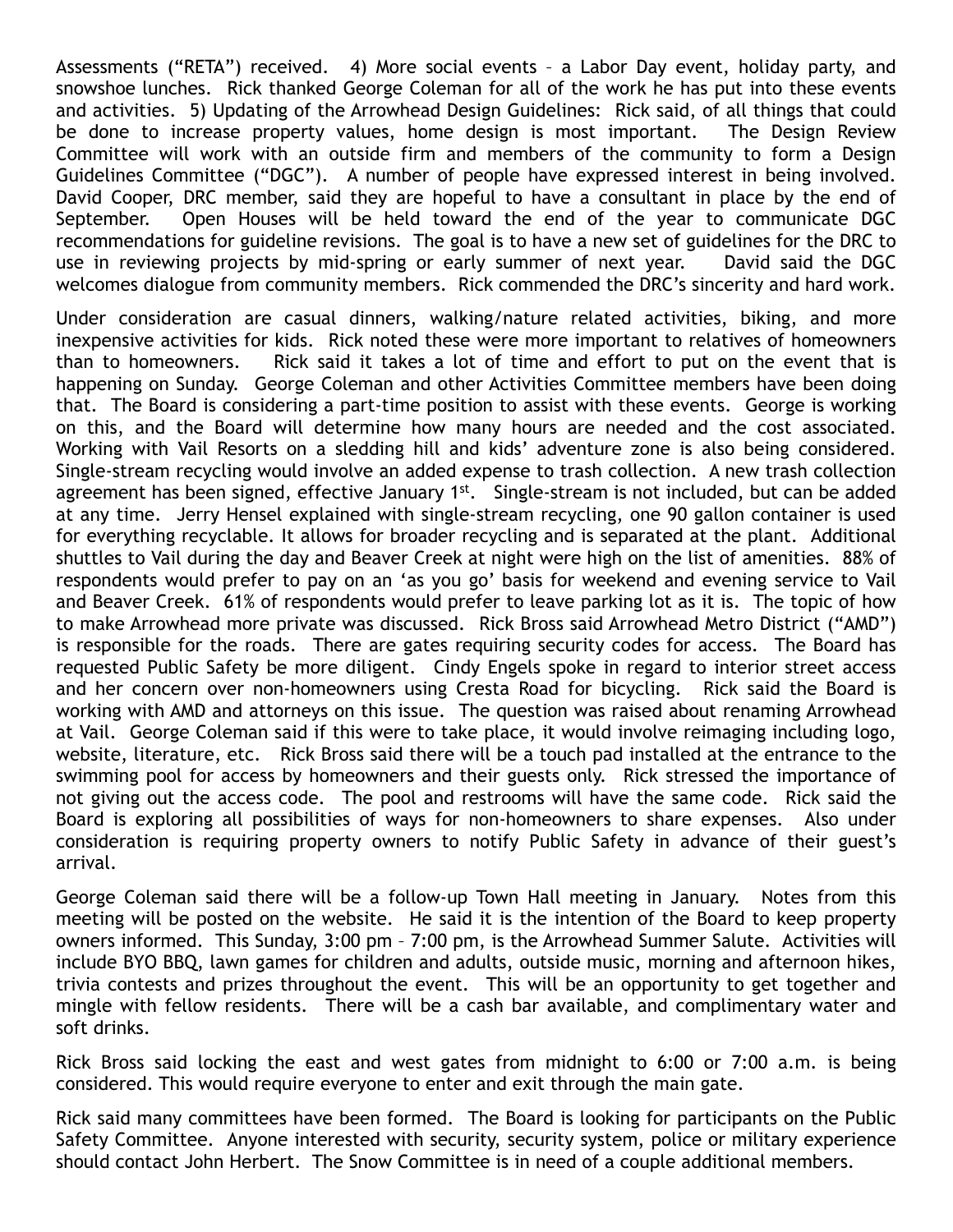Assessments (“RETA”) received. 4) More social events – a Labor Day event, holiday party, and snowshoe lunches. Rick thanked George Coleman for all of the work he has put into these events and activities. 5) Updating of the Arrowhead Design Guidelines: Rick said, of all things that could be done to increase property values, home design is most important. The Design Review Committee will work with an outside firm and members of the community to form a Design Guidelines Committee (“DGC”). A number of people have expressed interest in being involved. David Cooper, DRC member, said they are hopeful to have a consultant in place by the end of September. Open Houses will be held toward the end of the year to communicate DGC recommendations for guideline revisions. The goal is to have a new set of guidelines for the DRC to use in reviewing projects by mid-spring or early summer of next year. David said the DGC welcomes dialogue from community members. Rick commended the DRC’s sincerity and hard work.

Under consideration are casual dinners, walking/nature related activities, biking, and more inexpensive activities for kids. Rick noted these were more important to relatives of homeowners than to homeowners. Rick said it takes a lot of time and effort to put on the event that is happening on Sunday. George Coleman and other Activities Committee members have been doing that. The Board is considering a part-time position to assist with these events. George is working on this, and the Board will determine how many hours are needed and the cost associated. Working with Vail Resorts on a sledding hill and kids’ adventure zone is also being considered. Single-stream recycling would involve an added expense to trash collection. A new trash collection agreement has been signed, effective January 1st. Single-stream is not included, but can be added at any time. Jerry Hensel explained with single-stream recycling, one 90 gallon container is used for everything recyclable. It allows for broader recycling and is separated at the plant. Additional shuttles to Vail during the day and Beaver Creek at night were high on the list of amenities. 88% of respondents would prefer to pay on an ‘as you go’ basis for weekend and evening service to Vail and Beaver Creek. 61% of respondents would prefer to leave parking lot as it is. The topic of how to make Arrowhead more private was discussed. Rick Bross said Arrowhead Metro District (“AMD”) is responsible for the roads. There are gates requiring security codes for access. The Board has requested Public Safety be more diligent. Cindy Engels spoke in regard to interior street access and her concern over non-homeowners using Cresta Road for bicycling. Rick said the Board is working with AMD and attorneys on this issue. The question was raised about renaming Arrowhead at Vail. George Coleman said if this were to take place, it would involve reimaging including logo, website, literature, etc. Rick Bross said there will be a touch pad installed at the entrance to the swimming pool for access by homeowners and their guests only. Rick stressed the importance of not giving out the access code. The pool and restrooms will have the same code. Rick said the Board is exploring all possibilities of ways for non-homeowners to share expenses. Also under consideration is requiring property owners to notify Public Safety in advance of their guest’s arrival.

George Coleman said there will be a follow-up Town Hall meeting in January. Notes from this meeting will be posted on the website. He said it is the intention of the Board to keep property owners informed. This Sunday, 3:00 pm – 7:00 pm, is the Arrowhead Summer Salute. Activities will include BYO BBQ, lawn games for children and adults, outside music, morning and afternoon hikes, trivia contests and prizes throughout the event. This will be an opportunity to get together and mingle with fellow residents. There will be a cash bar available, and complimentary water and soft drinks.

Rick Bross said locking the east and west gates from midnight to 6:00 or 7:00 a.m. is being considered. This would require everyone to enter and exit through the main gate.

Rick said many committees have been formed. The Board is looking for participants on the Public Safety Committee. Anyone interested with security, security system, police or military experience should contact John Herbert. The Snow Committee is in need of a couple additional members.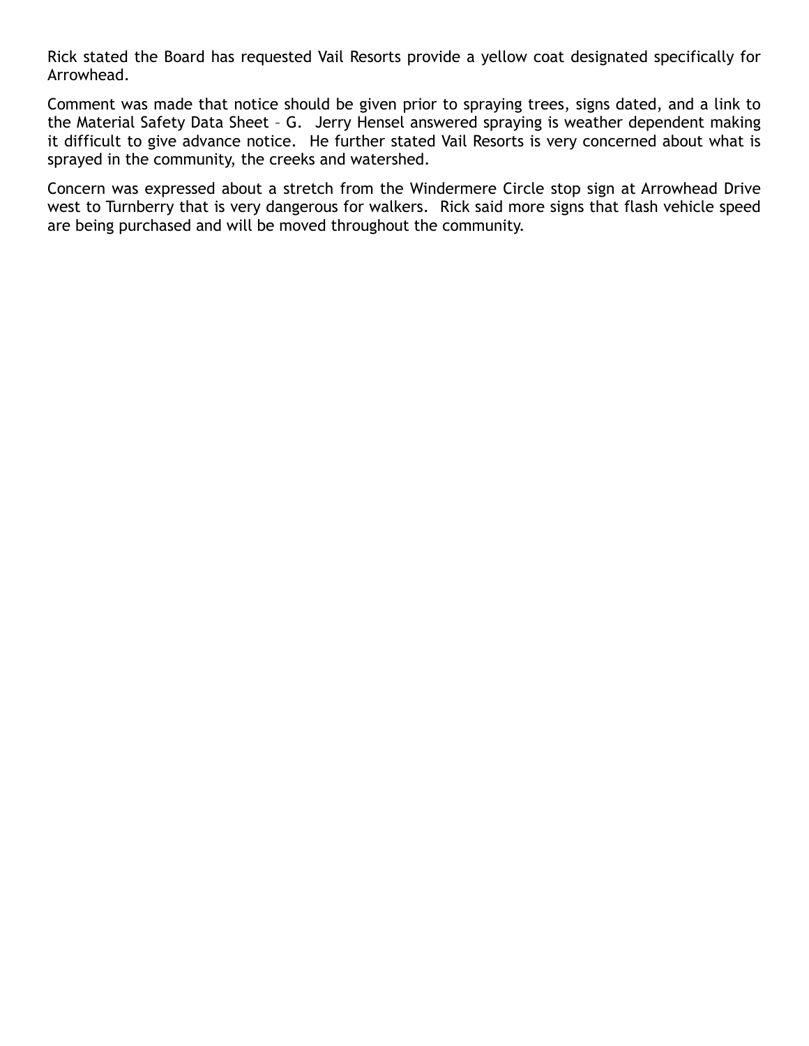Rick stated the Board has requested Vail Resorts provide a yellow coat designated specifically for Arrowhead.

Comment was made that notice should be given prior to spraying trees, signs dated, and a link to the Material Safety Data Sheet – G.  Jerry Hensel answered spraying is weather dependent making it difficult to give advance notice.  He further stated Vail Resorts is very concerned about what is sprayed in the community, the creeks and watershed.

Concern was expressed about a stretch from the Windermere Circle stop sign at Arrowhead Drive west to Turnberry that is very dangerous for walkers.  Rick said more signs that flash vehicle speed are being purchased and will be moved throughout the community.